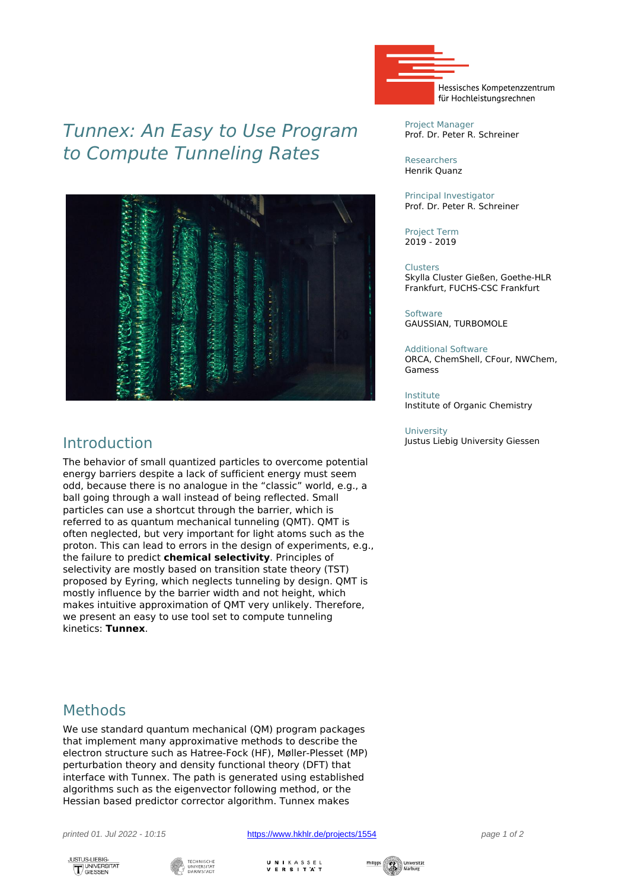# Tunnex: An Easy to Use Program to Compute Tunneling Rates

Project Manager
Prof. Dr. Peter R. Schreiner

Researchers
Henrik Quanz

Principal Investigator
Prof. Dr. Peter R. Schreiner

Project Term
2019 - 2019

Clusters
Skylla Cluster Gießen, Goethe-HLR Frankfurt, FUCHS-CSC Frankfurt

Software
GAUSSIAN, TURBOMOLE

Additional Software
ORCA, ChemShell, CFour, NWChem, Gamess

Institute
Institute of Organic Chemistry

University
Justus Liebig University Giessen

## Introduction

The behavior of small quantized particles to overcome potential energy barriers despite a lack of sufficient energy must seem odd, because there is no analogue in the "classic" world, e.g., a ball going through a wall instead of being reflected. Small particles can use a shortcut through the barrier, which is referred to as quantum mechanical tunneling (QMT). QMT is often neglected, but very important for light atoms such as the proton. This can lead to errors in the design of experiments, e.g., the failure to predict **chemical selectivity**. Principles of selectivity are mostly based on transition state theory (TST) proposed by Eyring, which neglects tunneling by design. QMT is mostly influence by the barrier width and not height, which makes intuitive approximation of QMT very unlikely. Therefore, we present an easy to use tool set to compute tunneling kinetics: **Tunnex**.

## Methods

We use standard quantum mechanical (QM) program packages that implement many approximative methods to describe the electron structure such as Hatree-Fock (HF), Møller-Plesset (MP) perturbation theory and density functional theory (DFT) that interface with Tunnex. The path is generated using established algorithms such as the eigenvector following method, or the Hessian based predictor corrector algorithm. Tunnex makes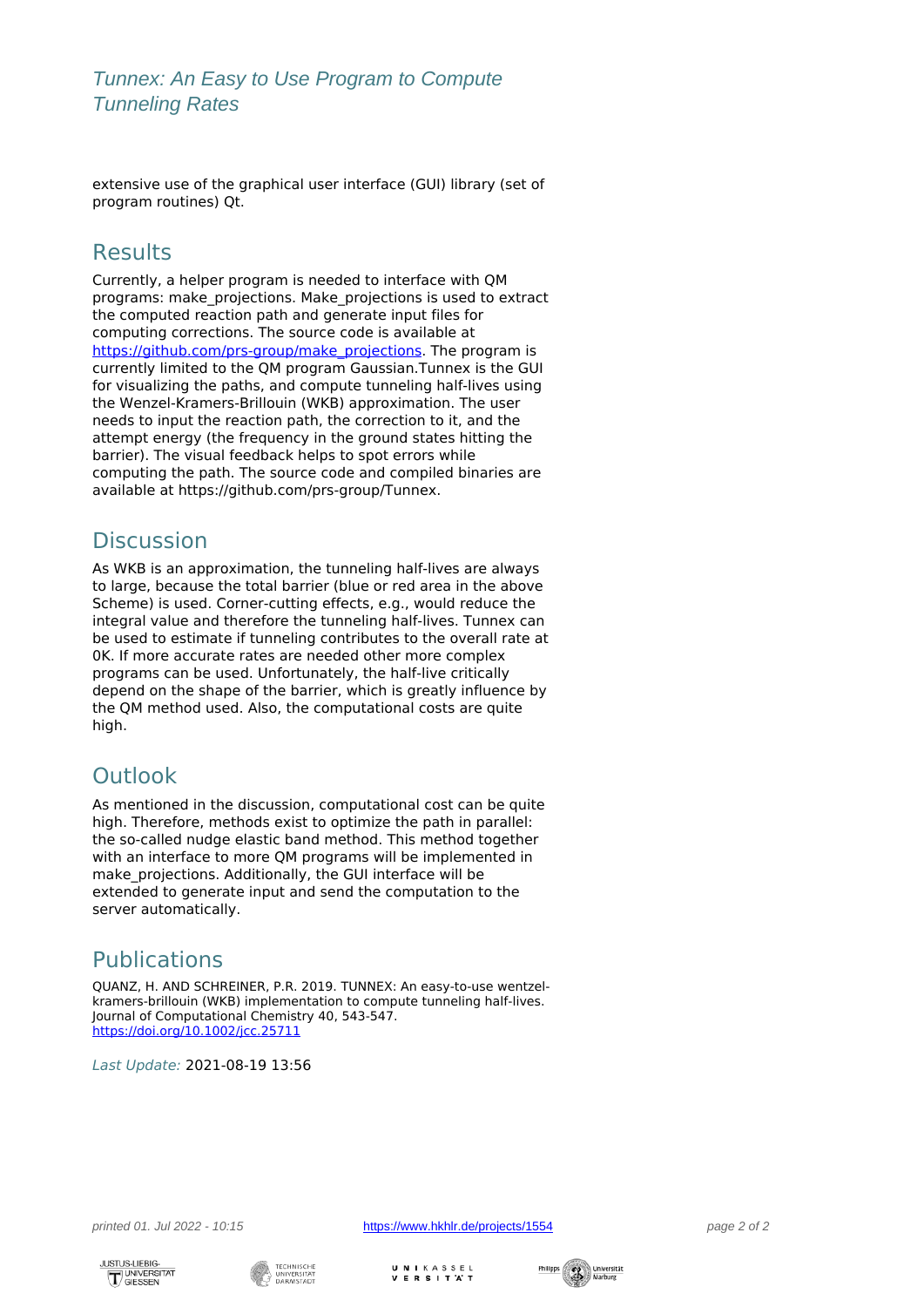extensive use of the graphical user interface (GUI) library (set of program routines) Qt.

## Results

Currently, a helper program is needed to interface with QM programs: make_projections. Make_projections is used to extract the computed reaction path and generate input files for computing corrections. The source code is available at [https://github.com/prs-group/make_projections](https://github.com/prs-group/make_projections). The program is currently limited to the QM program Gaussian.Tunnex is the GUI for visualizing the paths, and compute tunneling half-lives using the Wenzel-Kramers-Brillouin (WKB) approximation. The user needs to input the reaction path, the correction to it, and the attempt energy (the frequency in the ground states hitting the barrier). The visual feedback helps to spot errors while computing the path. The source code and compiled binaries are available at https://github.com/prs-group/Tunnex.

## Discussion

As WKB is an approximation, the tunneling half-lives are always to large, because the total barrier (blue or red area in the above Scheme) is used. Corner-cutting effects, e.g., would reduce the integral value and therefore the tunneling half-lives. Tunnex can be used to estimate if tunneling contributes to the overall rate at 0K. If more accurate rates are needed other more complex programs can be used. Unfortunately, the half-live critically depend on the shape of the barrier, which is greatly influence by the QM method used. Also, the computational costs are quite high.

## Outlook

As mentioned in the discussion, computational cost can be quite high. Therefore, methods exist to optimize the path in parallel: the so-called nudge elastic band method. This method together with an interface to more QM programs will be implemented in make_projections. Additionally, the GUI interface will be extended to generate input and send the computation to the server automatically.

## Publications

QUANZ, H. AND SCHREINER, P.R. 2019. TUNNEX: An easy-to-use wentzel-kramers-brillouin (WKB) implementation to compute tunneling half-lives. Journal of Computational Chemistry 40, 543-547. [https://doi.org/10.1002/jcc.25711](https://doi.org/10.1002/jcc.25711)

*Last Update:* 2021-08-19 13:56